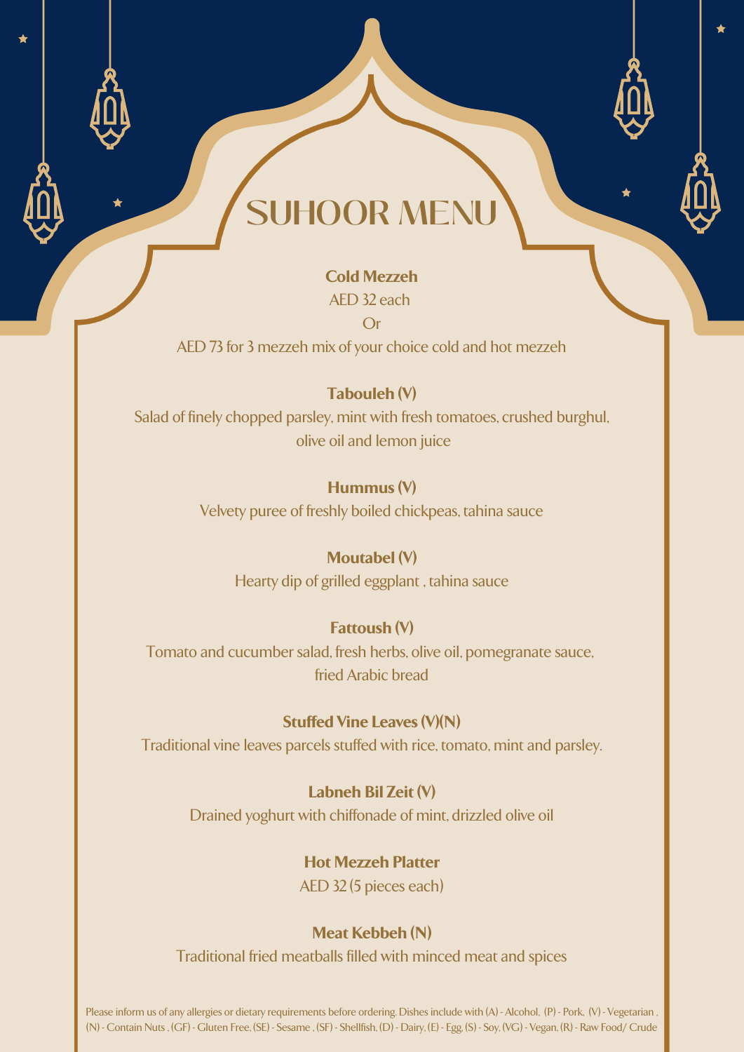# SUHOOR MENU

## Cold Mezzeh

AED 32 each

Or

AED 73 for 3 mezzeh mix of your choice cold and hot mezzeh

**Tabouleh (V)**
Salad of finely chopped parsley, mint with fresh tomatoes, crushed burghul, olive oil and lemon juice

**Hummus (V)**
Velvety puree of freshly boiled chickpeas, tahina sauce

**Moutabel (V)**
Hearty dip of grilled eggplant , tahina sauce

**Fattoush (V)**
Tomato and cucumber salad, fresh herbs, olive oil, pomegranate sauce, fried Arabic bread

**Stuffed Vine Leaves (V)(N)**
Traditional vine leaves parcels stuffed with rice, tomato, mint and parsley.

**Labneh Bil Zeit (V)**
Drained yoghurt with chiffonade of mint, drizzled olive oil

## Hot Mezzeh Platter

AED 32 (5 pieces each)

**Meat Kebbeh (N)**
Traditional fried meatballs filled with minced meat and spices

Please inform us of any allergies or dietary requirements before ordering. Dishes include with (A) - Alcohol, (P) - Pork, (V) - Vegetarian , (N) - Contain Nuts , (GF) - Gluten Free, (SE) - Sesame , (SF) - Shellfish, (D) - Dairy, (E) - Egg, (S) - Soy, (VG) - Vegan, (R) - Raw Food/ Crude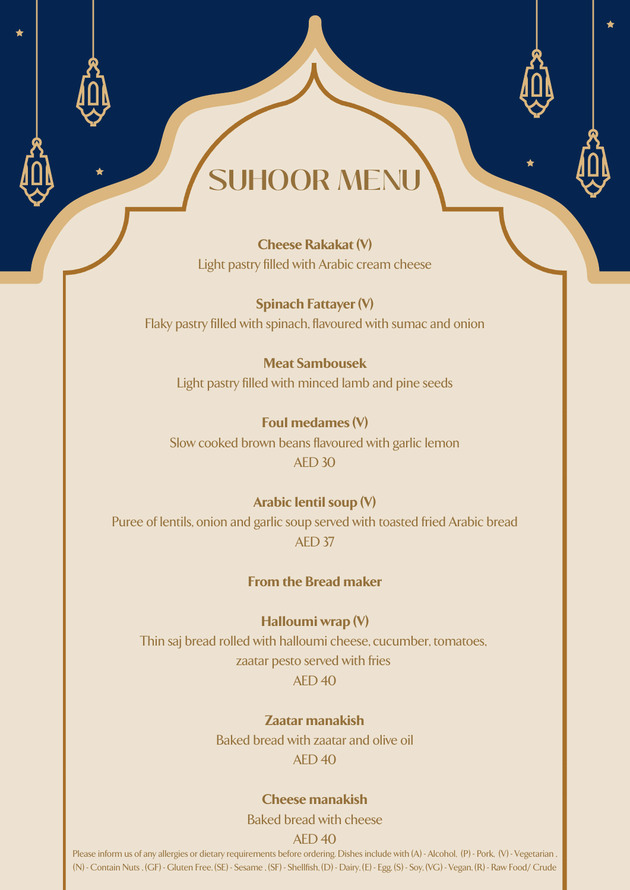# SUHOOR MENU

**Cheese Rakakat (V)**
Light pastry filled with Arabic cream cheese

**Spinach Fattayer (V)**
Flaky pastry filled with spinach, flavoured with sumac and onion

**Meat Sambousek**
Light pastry filled with minced lamb and pine seeds

**Foul medames (V)**
Slow cooked brown beans flavoured with garlic lemon
AED 30

**Arabic lentil soup (V)**
Puree of lentils, onion and garlic soup served with toasted fried Arabic bread
AED 37

## From the Bread maker

**Halloumi wrap (V)**
Thin saj bread rolled with halloumi cheese, cucumber, tomatoes, zaatar pesto served with fries
AED 40

**Zaatar manakish**
Baked bread with zaatar and olive oil
AED 40

**Cheese manakish**
Baked bread with cheese
AED 40

Please inform us of any allergies or dietary requirements before ordering. Dishes include with (A) - Alcohol, (P) - Pork, (V) - Vegetarian , (N) - Contain Nuts , (GF) - Gluten Free, (SE) - Sesame , (SF) - Shellfish, (D) - Dairy, (E) - Egg, (S) - Soy, (VG) - Vegan, (R) - Raw Food/ Crude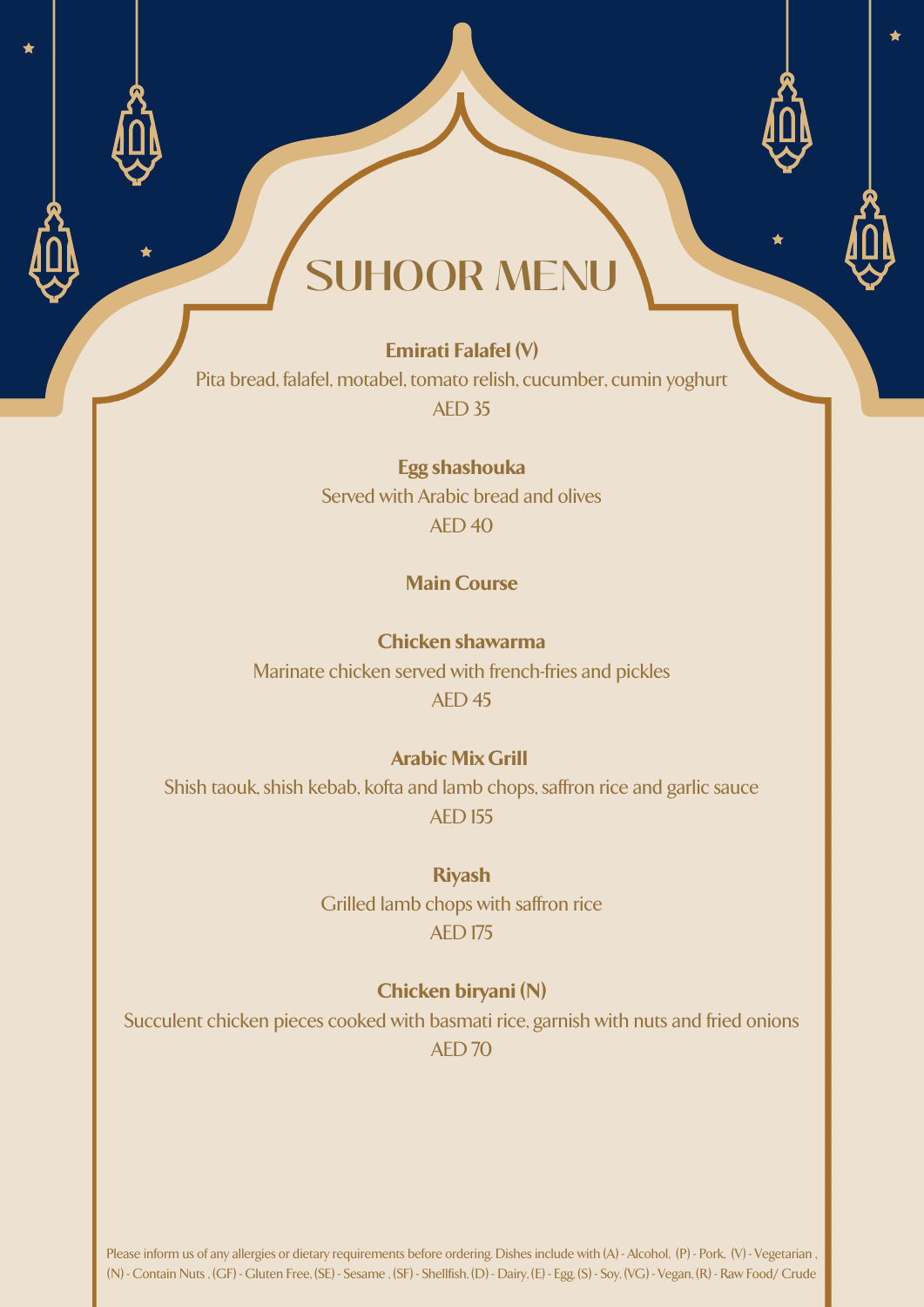# SUHOOR MENU

**Emirati Falafel (V)**
Pita bread, falafel, motabel, tomato relish, cucumber, cumin yoghurt
AED 35

**Egg shashouka**
Served with Arabic bread and olives
AED 40

## Main Course

**Chicken shawarma**
Marinate chicken served with french-fries and pickles
AED 45

**Arabic Mix Grill**
Shish taouk, shish kebab, kofta and lamb chops, saffron rice and garlic sauce
AED 155

**Riyash**
Grilled lamb chops with saffron rice
AED 175

**Chicken biryani (N)**
Succulent chicken pieces cooked with basmati rice, garnish with nuts and fried onions
AED 70

Please inform us of any allergies or dietary requirements before ordering. Dishes include with (A) - Alcohol, (P) - Pork, (V) - Vegetarian , (N) - Contain Nuts , (GF) - Gluten Free, (SE) - Sesame , (SF) - Shellfish, (D) - Dairy, (E) - Egg, (S) - Soy, (VG) - Vegan, (R) - Raw Food/ Crude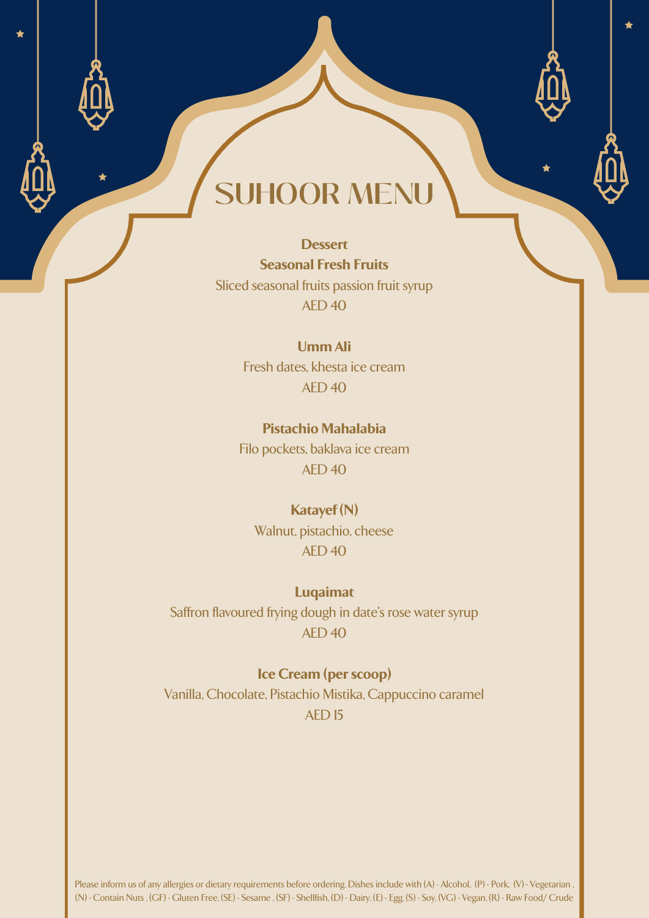# SUHOOR MENU

## Dessert

**Seasonal Fresh Fruits**

Sliced seasonal fruits passion fruit syrup

AED 40

**Umm Ali**

Fresh dates, khesta ice cream

AED 40

**Pistachio Mahalabia**

Filo pockets, baklava ice cream

AED 40

**Katayef (N)**

Walnut, pistachio, cheese

AED 40

**Luqaimat**

Saffron flavoured frying dough in date's rose water syrup

AED 40

**Ice Cream (per scoop)**

Vanilla, Chocolate, Pistachio Mistika, Cappuccino caramel

AED 15

Please inform us of any allergies or dietary requirements before ordering. Dishes include with (A) - Alcohol, (P) - Pork, (V) - Vegetarian, (N) - Contain Nuts, (GF) - Gluten Free, (SE) - Sesame, (SF) - Shellfish, (D) - Dairy, (E) - Egg, (S) - Soy, (VG) - Vegan, (R) - Raw Food/ Crude